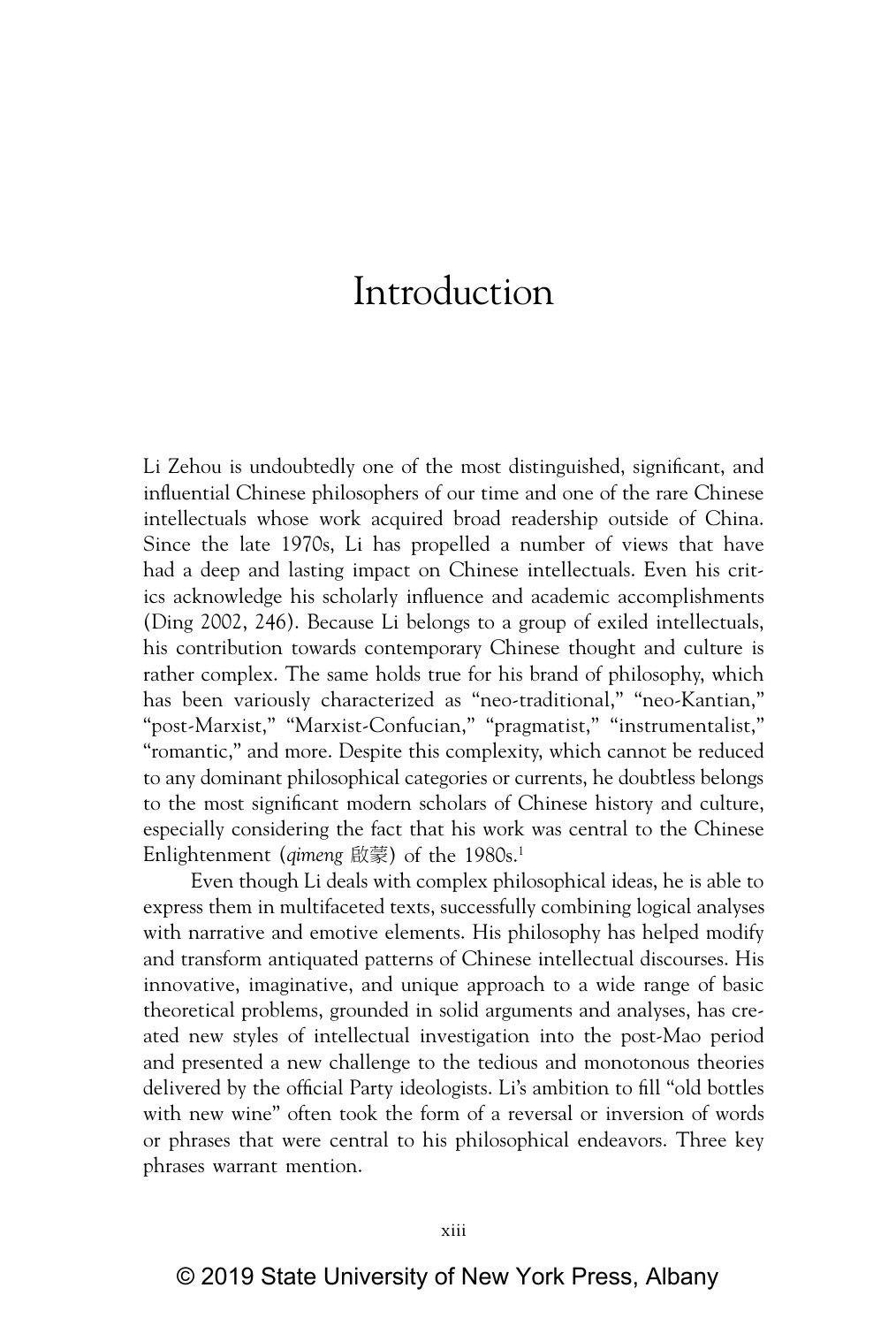# Introduction

Li Zehou is undoubtedly one of the most distinguished, significant, and influential Chinese philosophers of our time and one of the rare Chinese intellectuals whose work acquired broad readership outside of China. Since the late 1970s, Li has propelled a number of views that have had a deep and lasting impact on Chinese intellectuals. Even his critics acknowledge his scholarly influence and academic accomplishments (Ding 2002, 246). Because Li belongs to a group of exiled intellectuals, his contribution towards contemporary Chinese thought and culture is rather complex. The same holds true for his brand of philosophy, which has been variously characterized as "neo-traditional," "neo-Kantian," "post-Marxist," "Marxist-Confucian," "pragmatist," "instrumentalist," "romantic," and more. Despite this complexity, which cannot be reduced to any dominant philosophical categories or currents, he doubtless belongs to the most significant modern scholars of Chinese history and culture, especially considering the fact that his work was central to the Chinese Enlightenment (*qimeng* 啟蒙) of the 1980s.[1]

Even though Li deals with complex philosophical ideas, he is able to express them in multifaceted texts, successfully combining logical analyses with narrative and emotive elements. His philosophy has helped modify and transform antiquated patterns of Chinese intellectual discourses. His innovative, imaginative, and unique approach to a wide range of basic theoretical problems, grounded in solid arguments and analyses, has created new styles of intellectual investigation into the post-Mao period and presented a new challenge to the tedious and monotonous theories delivered by the official Party ideologists. Li's ambition to fill "old bottles with new wine" often took the form of a reversal or inversion of words or phrases that were central to his philosophical endeavors. Three key phrases warrant mention.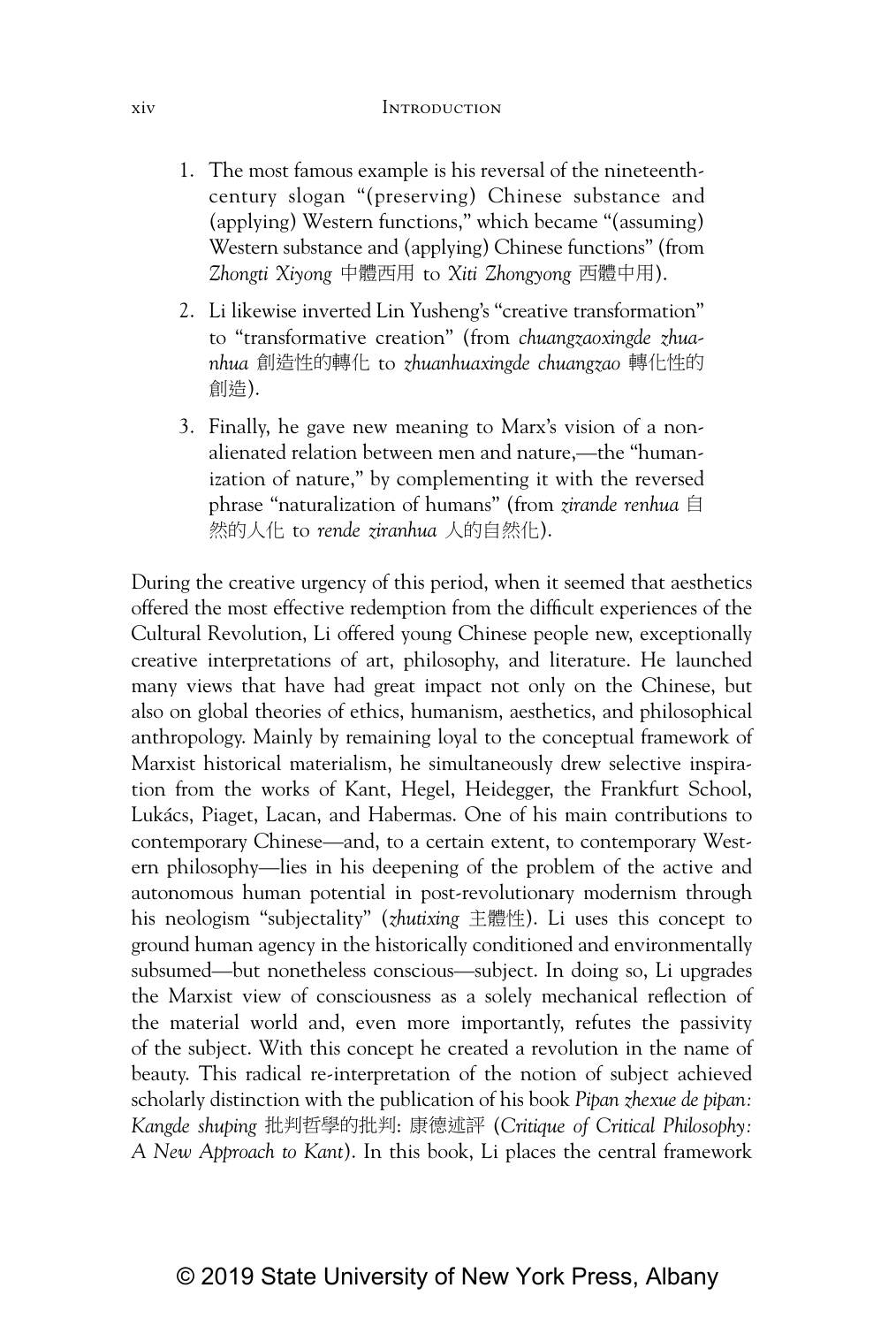1. The most famous example is his reversal of the nineteenth-century slogan "(preserving) Chinese substance and (applying) Western functions," which became "(assuming) Western substance and (applying) Chinese functions" (from *Zhongti Xiyong* 中體西用 to *Xiti Zhongyong* 西體中用).
2. Li likewise inverted Lin Yusheng's "creative transformation" to "transformative creation" (from *chuangzaoxingde zhuanhua* 創造性的轉化 to *zhuanhuaxingde chuangzao* 轉化性的創造).
3. Finally, he gave new meaning to Marx's vision of a non-alienated relation between men and nature,—the "humanization of nature," by complementing it with the reversed phrase "naturalization of humans" (from *zirande renhua* 自然的人化 to *rende ziranhua* 人的自然化).

During the creative urgency of this period, when it seemed that aesthetics offered the most effective redemption from the difficult experiences of the Cultural Revolution, Li offered young Chinese people new, exceptionally creative interpretations of art, philosophy, and literature. He launched many views that have had great impact not only on the Chinese, but also on global theories of ethics, humanism, aesthetics, and philosophical anthropology. Mainly by remaining loyal to the conceptual framework of Marxist historical materialism, he simultaneously drew selective inspiration from the works of Kant, Hegel, Heidegger, the Frankfurt School, Lukács, Piaget, Lacan, and Habermas. One of his main contributions to contemporary Chinese—and, to a certain extent, to contemporary Western philosophy—lies in his deepening of the problem of the active and autonomous human potential in post-revolutionary modernism through his neologism "subjectality" (*zhutixing* 主體性). Li uses this concept to ground human agency in the historically conditioned and environmentally subsumed—but nonetheless conscious—subject. In doing so, Li upgrades the Marxist view of consciousness as a solely mechanical reflection of the material world and, even more importantly, refutes the passivity of the subject. With this concept he created a revolution in the name of beauty. This radical re-interpretation of the notion of subject achieved scholarly distinction with the publication of his book *Pipan zhexue de pipan: Kangde shuping* 批判哲學的批判: 康德述評 (*Critique of Critical Philosophy: A New Approach to Kant*). In this book, Li places the central framework

© 2019 State University of New York Press, Albany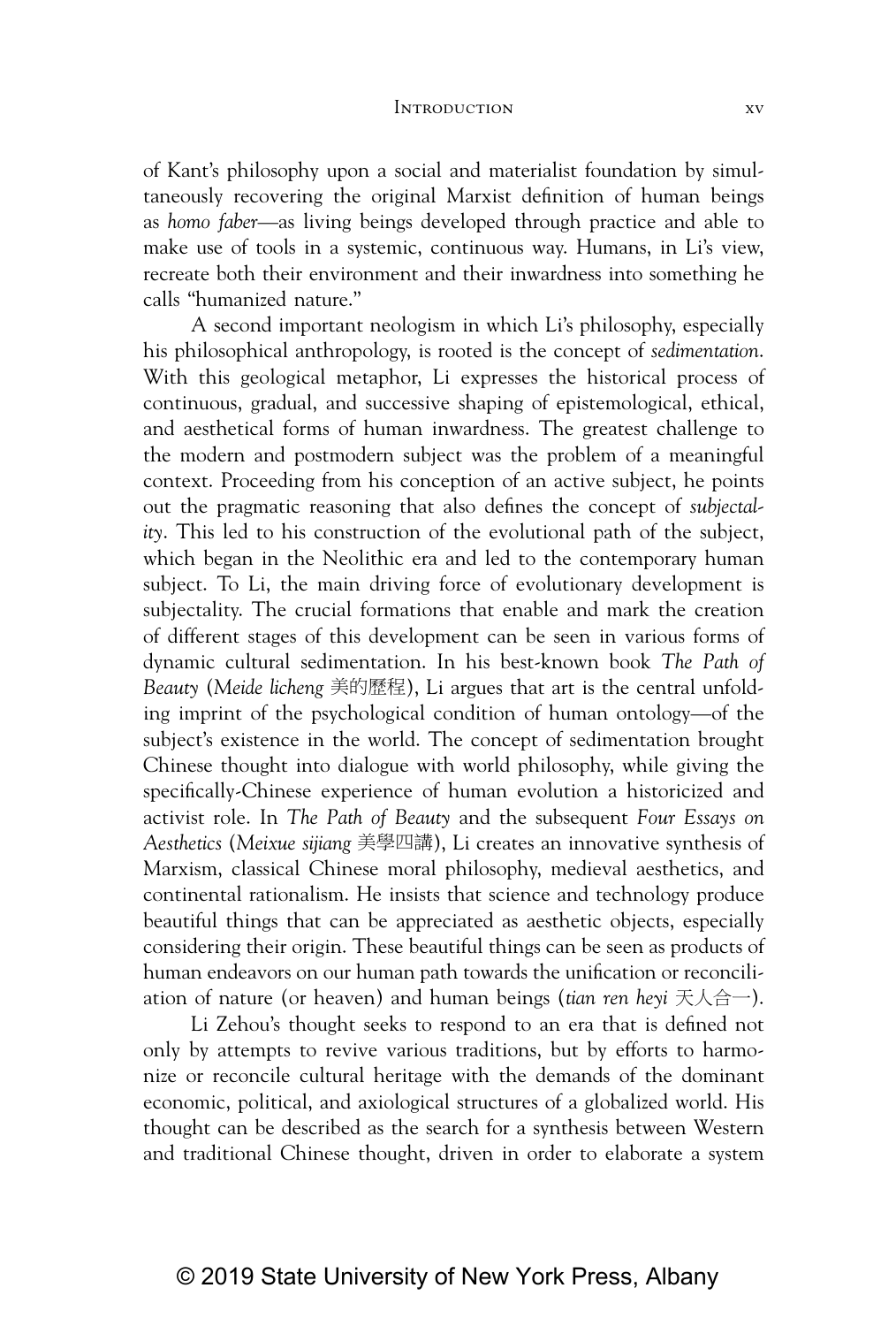of Kant's philosophy upon a social and materialist foundation by simultaneously recovering the original Marxist definition of human beings as *homo faber*—as living beings developed through practice and able to make use of tools in a systemic, continuous way. Humans, in Li's view, recreate both their environment and their inwardness into something he calls "humanized nature."

A second important neologism in which Li's philosophy, especially his philosophical anthropology, is rooted is the concept of *sedimentation*. With this geological metaphor, Li expresses the historical process of continuous, gradual, and successive shaping of epistemological, ethical, and aesthetical forms of human inwardness. The greatest challenge to the modern and postmodern subject was the problem of a meaningful context. Proceeding from his conception of an active subject, he points out the pragmatic reasoning that also defines the concept of *subjectality*. This led to his construction of the evolutional path of the subject, which began in the Neolithic era and led to the contemporary human subject. To Li, the main driving force of evolutionary development is subjectality. The crucial formations that enable and mark the creation of different stages of this development can be seen in various forms of dynamic cultural sedimentation. In his best-known book *The Path of Beauty* (*Meide licheng* 美的歷程), Li argues that art is the central unfolding imprint of the psychological condition of human ontology—of the subject's existence in the world. The concept of sedimentation brought Chinese thought into dialogue with world philosophy, while giving the specifically-Chinese experience of human evolution a historicized and activist role. In *The Path of Beauty* and the subsequent *Four Essays on Aesthetics* (*Meixue sijiang* 美學四講), Li creates an innovative synthesis of Marxism, classical Chinese moral philosophy, medieval aesthetics, and continental rationalism. He insists that science and technology produce beautiful things that can be appreciated as aesthetic objects, especially considering their origin. These beautiful things can be seen as products of human endeavors on our human path towards the unification or reconciliation of nature (or heaven) and human beings (*tian ren heyi* 天人合一).

Li Zehou's thought seeks to respond to an era that is defined not only by attempts to revive various traditions, but by efforts to harmonize or reconcile cultural heritage with the demands of the dominant economic, political, and axiological structures of a globalized world. His thought can be described as the search for a synthesis between Western and traditional Chinese thought, driven in order to elaborate a system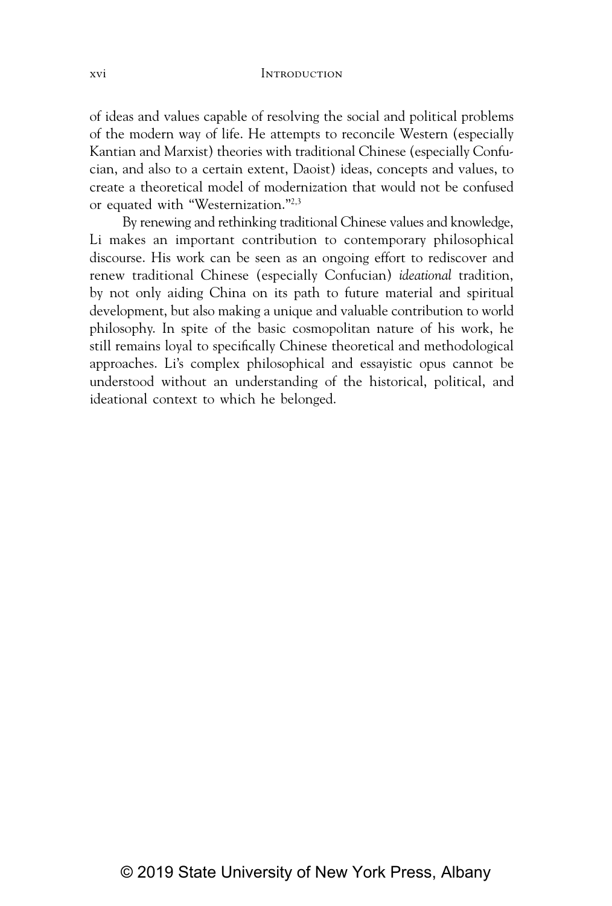of ideas and values capable of resolving the social and political problems of the modern way of life. He attempts to reconcile Western (especially Kantian and Marxist) theories with traditional Chinese (especially Confucian, and also to a certain extent, Daoist) ideas, concepts and values, to create a theoretical model of modernization that would not be confused or equated with "Westernization."[2,3]

By renewing and rethinking traditional Chinese values and knowledge, Li makes an important contribution to contemporary philosophical discourse. His work can be seen as an ongoing effort to rediscover and renew traditional Chinese (especially Confucian) *ideational* tradition, by not only aiding China on its path to future material and spiritual development, but also making a unique and valuable contribution to world philosophy. In spite of the basic cosmopolitan nature of his work, he still remains loyal to specifically Chinese theoretical and methodological approaches. Li's complex philosophical and essayistic opus cannot be understood without an understanding of the historical, political, and ideational context to which he belonged.

© 2019 State University of New York Press, Albany